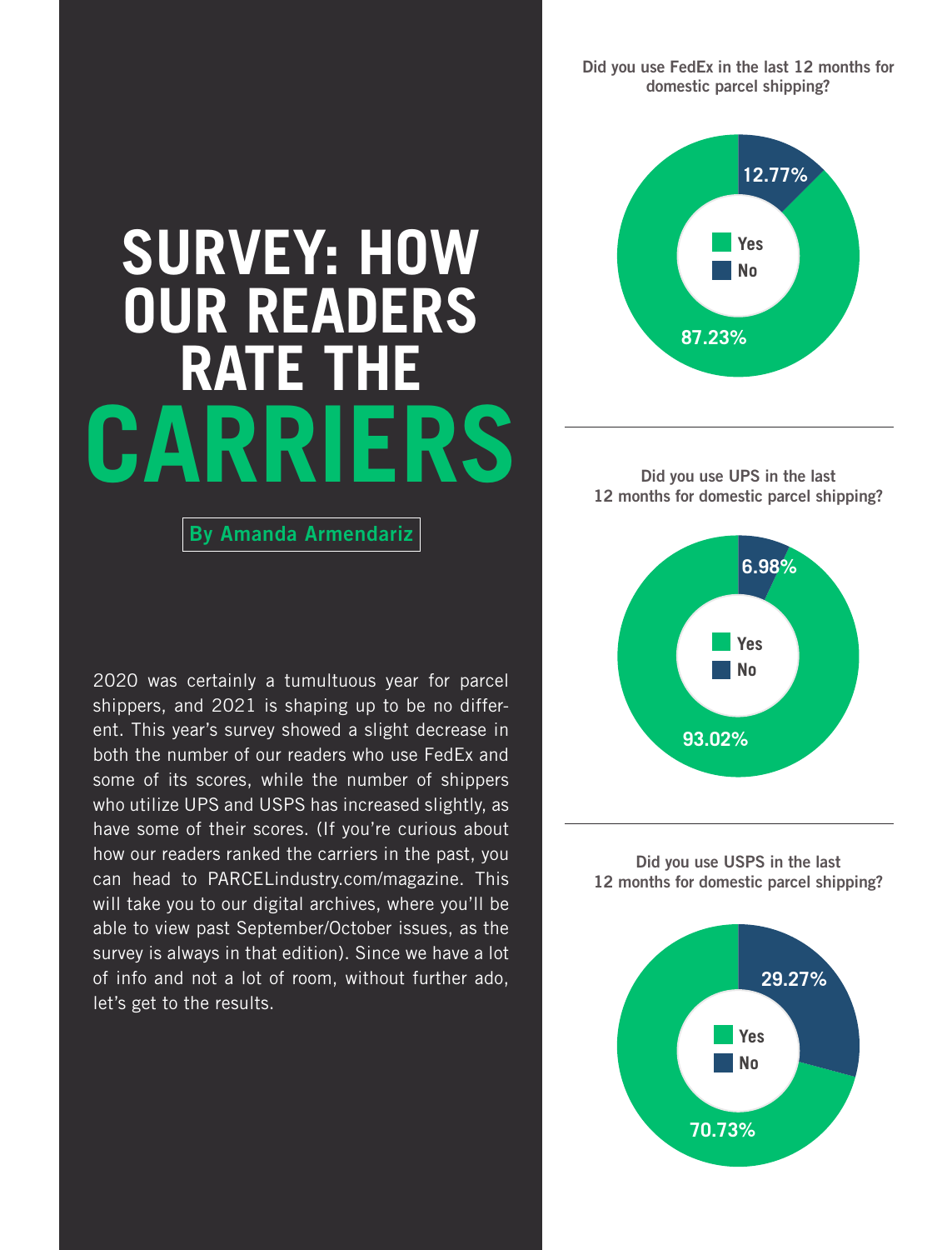# SURVEY: HOW OUR READERS RATE THE CARRIERS

**By Amanda Armendariz**

2020 was certainly a tumultuous year for parcel shippers, and 2021 is shaping up to be no different. This year's survey showed a slight decrease in both the number of our readers who use FedEx and some of its scores, while the number of shippers who utilize UPS and USPS has increased slightly, as have some of their scores. (If you're curious about how our readers ranked the carriers in the past, you can head to PARCELindustry.com/magazine. This will take you to our digital archives, where you'll be able to view past September/October issues, as the survey is always in that edition). Since we have a lot of info and not a lot of room, without further ado, let's get to the results.

**Did you use FedEx in the last 12 months for domestic parcel shipping?**

Yes
No
12.77%
87.23%

**Did you use UPS in the last 12 months for domestic parcel shipping?**

Yes
No
6.98%
93.02%

**Did you use USPS in the last 12 months for domestic parcel shipping?**

Yes
No
29.27%
70.73%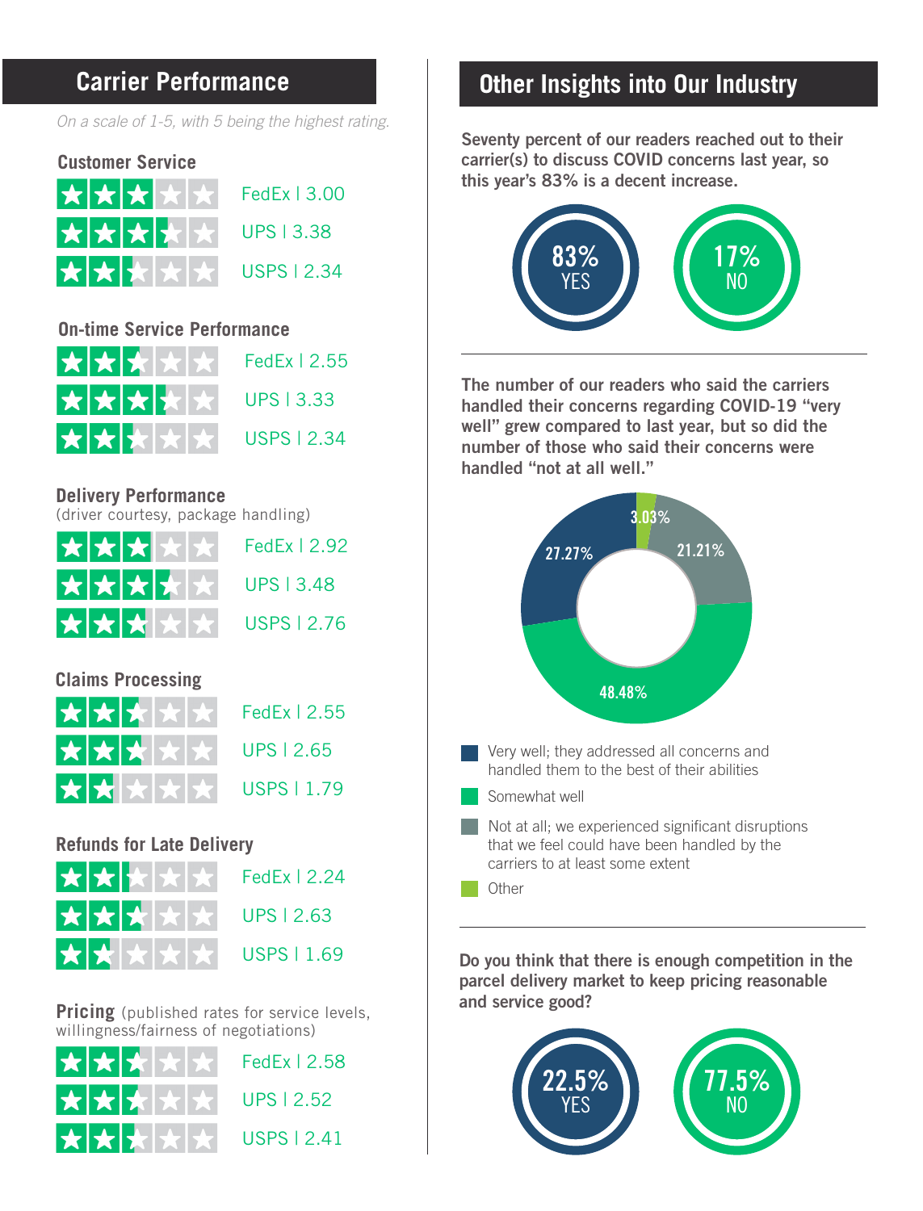## Carrier Performance

*On a scale of 1-5, with 5 being the highest rating.*

### Customer Service

FedEx | 3.00

UPS | 3.38

USPS | 2.34

### On-time Service Performance

FedEx | 2.55

UPS | 3.33

USPS | 2.34

### Delivery Performance

(driver courtesy, package handling)

FedEx | 2.92

UPS | 3.48

USPS | 2.76

### Claims Processing

FedEx | 2.55

UPS | 2.65

USPS | 1.79

### Refunds for Late Delivery

FedEx | 2.24

UPS | 2.63

USPS | 1.69

### Pricing

(published rates for service levels, willingness/fairness of negotiations)

FedEx | 2.58

UPS | 2.52

USPS | 2.41

## Other Insights into Our Industry

**Seventy percent of our readers reached out to their carrier(s) to discuss COVID concerns last year, so this year's 83% is a decent increase.**

83% YES

17% NO

**The number of our readers who said the carriers handled their concerns regarding COVID-19 "very well" grew compared to last year, but so did the number of those who said their concerns were handled "not at all well."**

3.03%

21.21%

27.27%

48.48%

- Very well; they addressed all concerns and handled them to the best of their abilities
- Somewhat well
- Not at all; we experienced significant disruptions that we feel could have been handled by the carriers to at least some extent
- Other

**Do you think that there is enough competition in the parcel delivery market to keep pricing reasonable and service good?**

22.5% YES

77.5% NO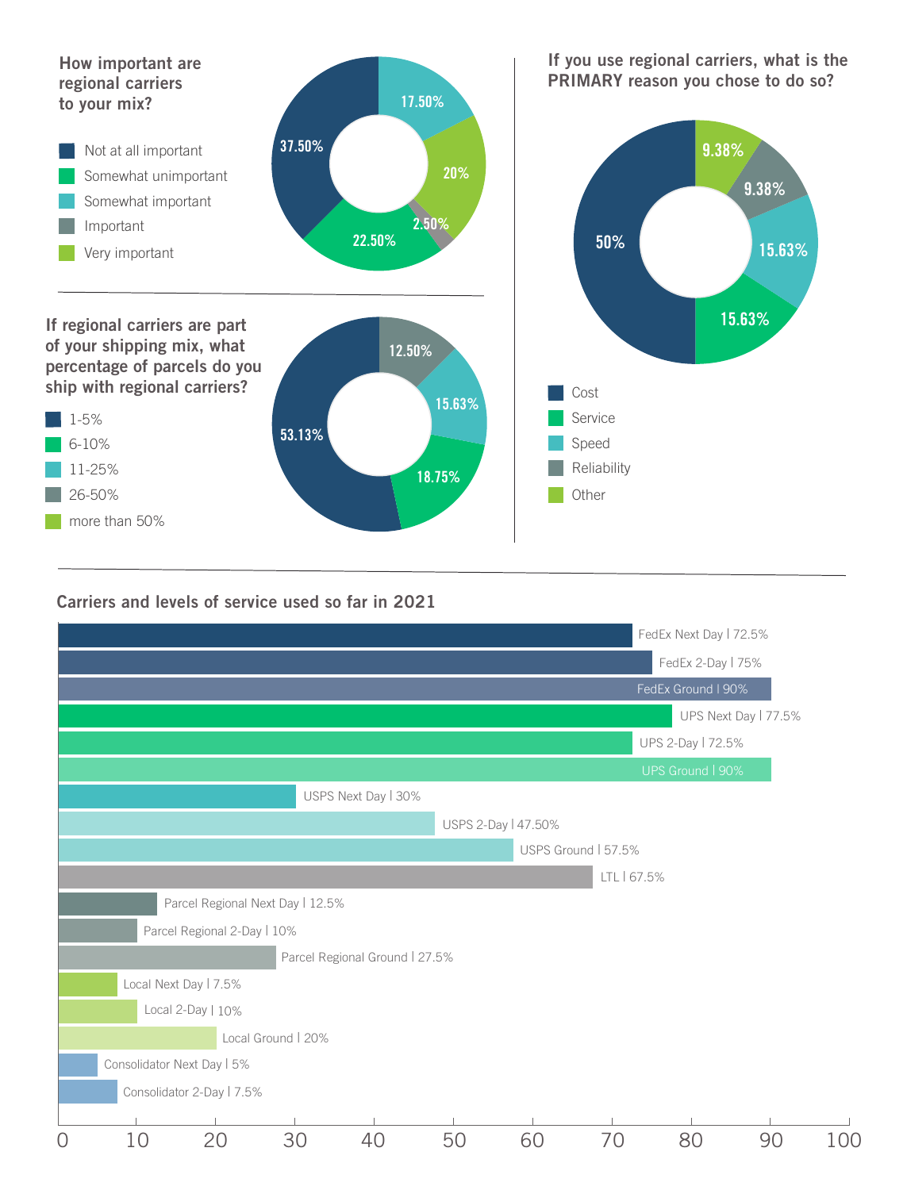### How important are regional carriers to your mix?

- Not at all important
- Somewhat unimportant
- Somewhat important
- Important
- Very important

37.50%
17.50%
20%
2.50%
22.50%

### If regional carriers are part of your shipping mix, what percentage of parcels do you ship with regional carriers?

- 1-5%
- 6-10%
- 11-25%
- 26-50%
- more than 50%

53.13%
12.50%
15.63%
18.75%

### If you use regional carriers, what is the PRIMARY reason you chose to do so?

- Cost
- Service
- Speed
- Reliability
- Other

50%
9.38%
9.38%
15.63%
15.63%

### Carriers and levels of service used so far in 2021

FedEx Next Day | 72.5%
FedEx 2-Day | 75%
FedEx Ground | 90%
UPS Next Day | 77.5%
UPS 2-Day | 72.5%
UPS Ground | 90%
USPS Next Day | 30%
USPS 2-Day | 47.50%
USPS Ground | 57.5%
LTL | 67.5%
Parcel Regional Next Day | 12.5%
Parcel Regional 2-Day | 10%
Parcel Regional Ground | 27.5%
Local Next Day | 7.5%
Local 2-Day | 10%
Local Ground | 20%
Consolidator Next Day | 5%
Consolidator 2-Day | 7.5%

0 10 20 30 40 50 60 70 80 90 100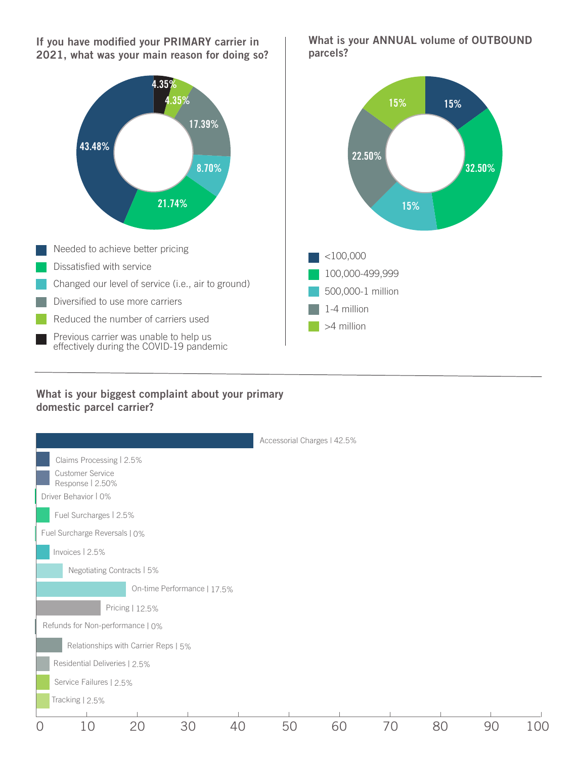### If you have modified your PRIMARY carrier in 2021, what was your main reason for doing so?

4.35%
4.35%
17.39%
8.70%
21.74%
43.48%

- Needed to achieve better pricing
- Dissatisfied with service
- Changed our level of service (i.e., air to ground)
- Diversified to use more carriers
- Reduced the number of carriers used
- Previous carrier was unable to help us effectively during the COVID-19 pandemic

### What is your ANNUAL volume of OUTBOUND parcels?

15%
15%
32.50%
15%
22.50%

- <100,000
- 100,000-499,999
- 500,000-1 million
- 1-4 million
- >4 million

### What is your biggest complaint about your primary domestic parcel carrier?

Accessorial Charges | 42.5%
Claims Processing | 2.5%
Customer Service Response | 2.50%
Driver Behavior | 0%
Fuel Surcharges | 2.5%
Fuel Surcharge Reversals | 0%
Invoices | 2.5%
Negotiating Contracts | 5%
On-time Performance | 17.5%
Pricing | 12.5%
Refunds for Non-performance | 0%
Relationships with Carrier Reps | 5%
Residential Deliveries | 2.5%
Service Failures | 2.5%
Tracking | 2.5%

0 10 20 30 40 50 60 70 80 90 100